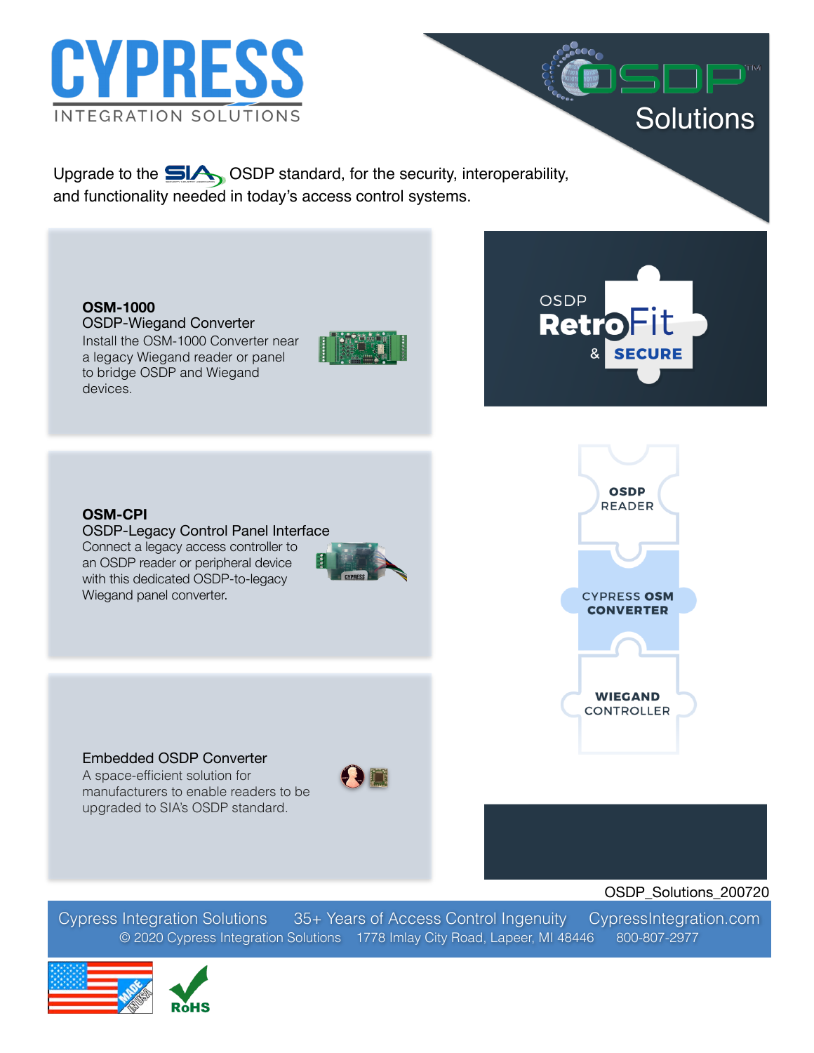# CYPRESS

INTEGRATION SOLUTIONS

## OSDP™ Solutions

Upgrade to the SIA OSDP standard, for the security, interoperability, and functionality needed in today's access control systems.

**OSM-1000**
OSDP-Wiegand Converter
Install the OSM-1000 Converter near a legacy Wiegand reader or panel to bridge OSDP and Wiegand devices.

**OSM-CPI**
OSDP-Legacy Control Panel Interface
Connect a legacy access controller to an OSDP reader or peripheral device with this dedicated OSDP-to-legacy Wiegand panel converter.

Embedded OSDP Converter
A space-efficient solution for manufacturers to enable readers to be upgraded to SIA's OSDP standard.

OSDP RetroFit & SECURE

OSDP READER

CYPRESS OSM CONVERTER

WIEGAND CONTROLLER

OSDP_Solutions_200720

Cypress Integration Solutions 35+ Years of Access Control Ingenuity CypressIntegration.com
© 2020 Cypress Integration Solutions 1778 Imlay City Road, Lapeer, MI 48446 800-807-2977

MADE IN USA

RoHS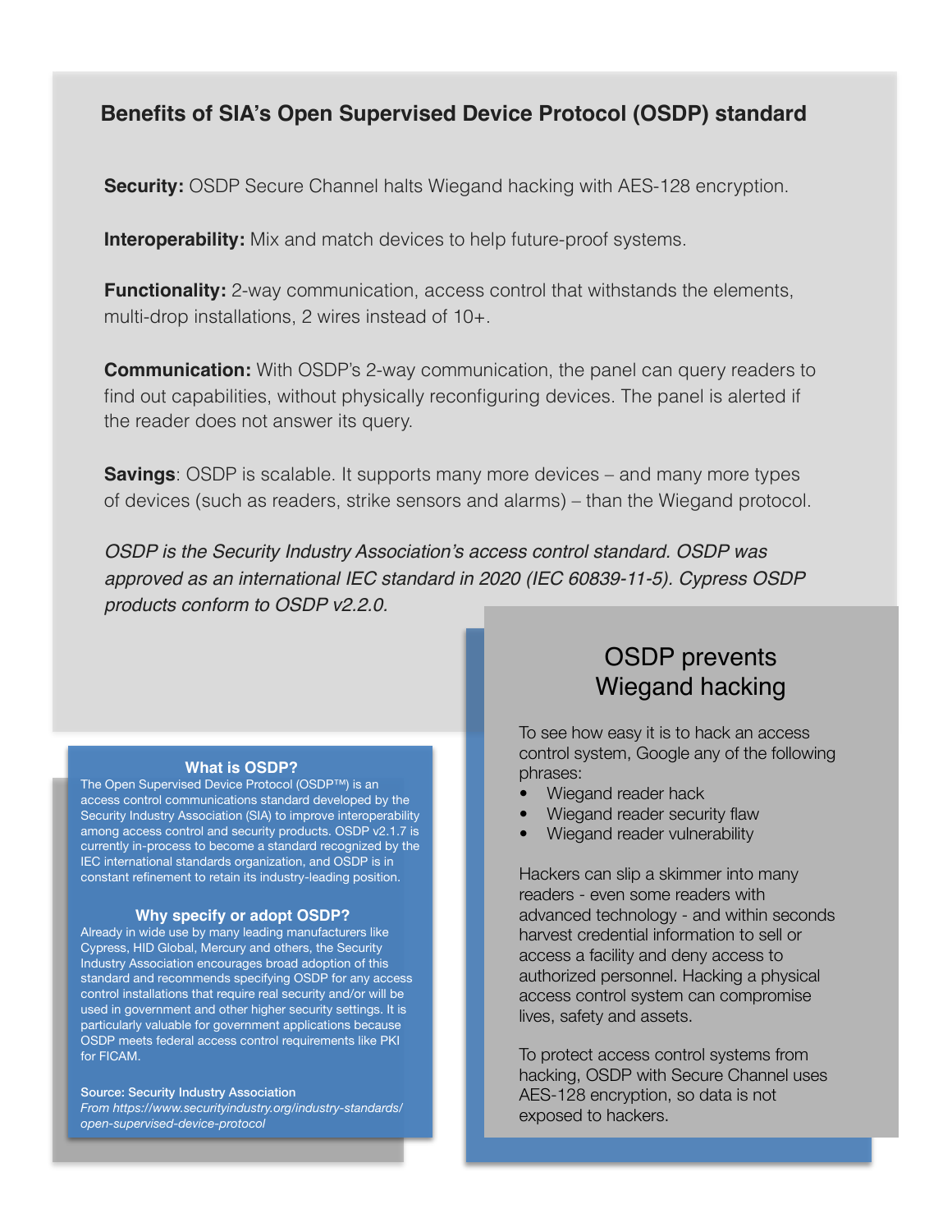## Benefits of SIA's Open Supervised Device Protocol (OSDP) standard

**Security:** OSDP Secure Channel halts Wiegand hacking with AES-128 encryption.

**Interoperability:** Mix and match devices to help future-proof systems.

**Functionality:** 2-way communication, access control that withstands the elements, multi-drop installations, 2 wires instead of 10+.

**Communication:** With OSDP's 2-way communication, the panel can query readers to find out capabilities, without physically reconfiguring devices. The panel is alerted if the reader does not answer its query.

**Savings**: OSDP is scalable. It supports many more devices – and many more types of devices (such as readers, strike sensors and alarms) – than the Wiegand protocol.

*OSDP is the Security Industry Association's access control standard. OSDP was approved as an international IEC standard in 2020 (IEC 60839-11-5). Cypress OSDP products conform to OSDP v2.2.0.*

### What is OSDP?

The Open Supervised Device Protocol (OSDP™) is an access control communications standard developed by the Security Industry Association (SIA) to improve interoperability among access control and security products. OSDP v2.1.7 is currently in-process to become a standard recognized by the IEC international standards organization, and OSDP is in constant refinement to retain its industry-leading position.

### Why specify or adopt OSDP?

Already in wide use by many leading manufacturers like Cypress, HID Global, Mercury and others, the Security Industry Association encourages broad adoption of this standard and recommends specifying OSDP for any access control installations that require real security and/or will be used in government and other higher security settings. It is particularly valuable for government applications because OSDP meets federal access control requirements like PKI for FICAM.

Source: Security Industry Association
*From https://www.securityindustry.org/industry-standards/open-supervised-device-protocol*

## OSDP prevents Wiegand hacking

To see how easy it is to hack an access control system, Google any of the following phrases:

- Wiegand reader hack
- Wiegand reader security flaw
- Wiegand reader vulnerability

Hackers can slip a skimmer into many readers - even some readers with advanced technology - and within seconds harvest credential information to sell or access a facility and deny access to authorized personnel. Hacking a physical access control system can compromise lives, safety and assets.

To protect access control systems from hacking, OSDP with Secure Channel uses AES-128 encryption, so data is not exposed to hackers.